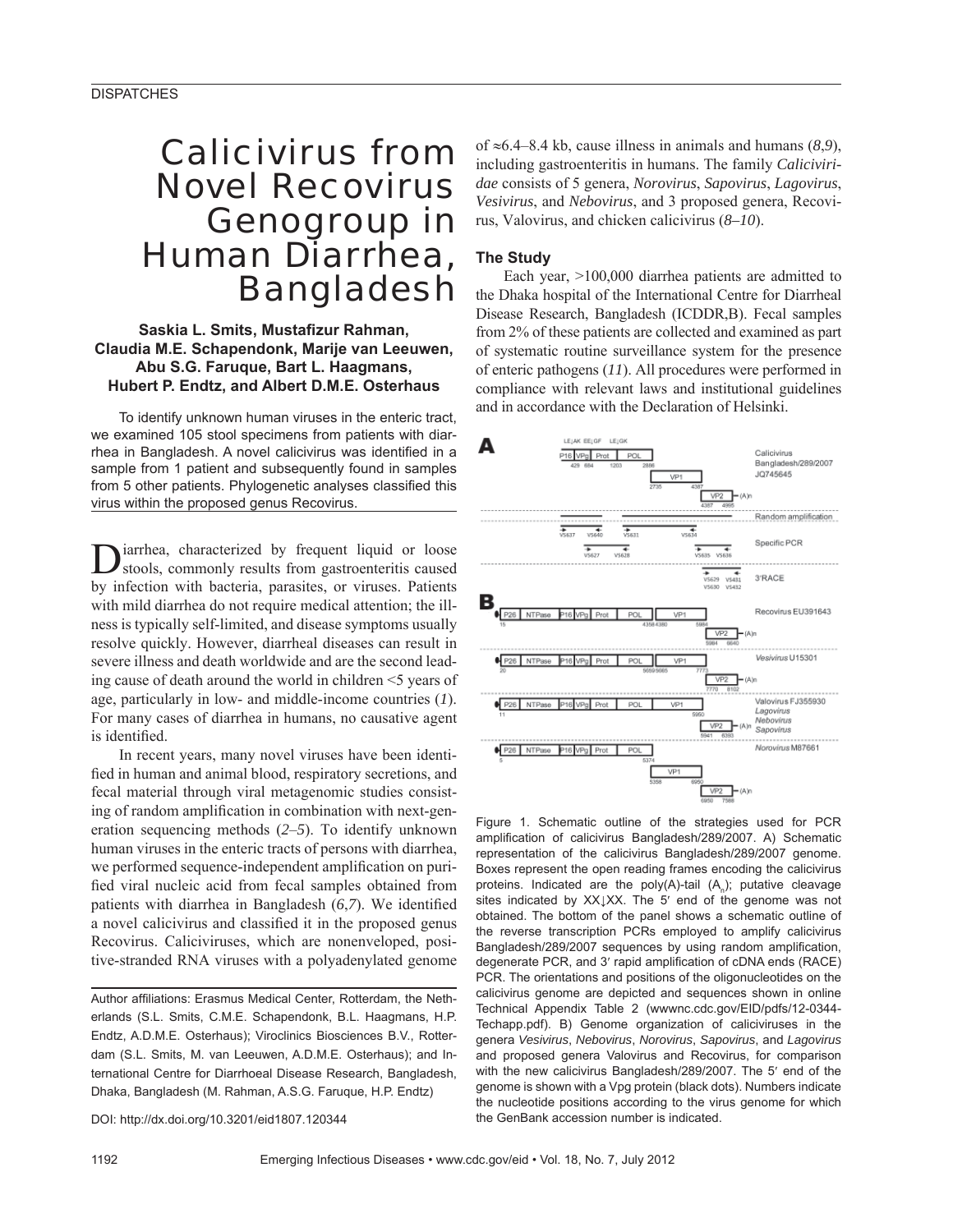# Calicivirus from Novel Recovirus Genogroup in Human Diarrhea, Bangladesh

**Saskia L. Smits, Mustafizur Rahman, Claudia M.E. Schapendonk, Marije van Leeuwen, Abu S.G. Faruque, Bart L. Haagmans, Hubert P. Endtz, and Albert D.M.E. Osterhaus**

To identify unknown human viruses in the enteric tract, we examined 105 stool specimens from patients with diarrhea in Bangladesh. A novel calicivirus was identified in a sample from 1 patient and subsequently found in samples from 5 other patients. Phylogenetic analyses classified this virus within the proposed genus Recovirus.

Diarrhea, characterized by frequent liquid or loose stools, commonly results from gastroenteritis caused by infection with bacteria, parasites, or viruses. Patients with mild diarrhea do not require medical attention; the illness is typically self-limited, and disease symptoms usually resolve quickly. However, diarrheal diseases can result in severe illness and death worldwide and are the second leading cause of death around the world in children <5 years of age, particularly in low- and middle-income countries (*1*). For many cases of diarrhea in humans, no causative agent is identified.

In recent years, many novel viruses have been identified in human and animal blood, respiratory secretions, and fecal material through viral metagenomic studies consisting of random amplification in combination with next-generation sequencing methods (*2–5*). To identify unknown human viruses in the enteric tracts of persons with diarrhea, we performed sequence-independent amplification on purified viral nucleic acid from fecal samples obtained from patients with diarrhea in Bangladesh (*6,7*). We identified a novel calicivirus and classified it in the proposed genus Recovirus. Caliciviruses, which are nonenveloped, positive-stranded RNA viruses with a polyadenylated genome of ≈6.4–8.4 kb, cause illness in animals and humans (*8,9*), including gastroenteritis in humans. The family *Caliciviridae* consists of 5 genera, *Norovirus*, *Sapovirus*, *Lagovirus*, *Vesivirus*, and *Nebovirus*, and 3 proposed genera, Recovirus, Valovirus, and chicken calicivirus (*8–10*).

Author affiliations: Erasmus Medical Center, Rotterdam, the Netherlands (S.L. Smits, C.M.E. Schapendonk, B.L. Haagmans, H.P. Endtz, A.D.M.E. Osterhaus); Viroclinics Biosciences B.V., Rotterdam (S.L. Smits, M. van Leeuwen, A.D.M.E. Osterhaus); and International Centre for Diarrhoeal Disease Research, Bangladesh, Dhaka, Bangladesh (M. Rahman, A.S.G. Faruque, H.P. Endtz)

DOI: http://dx.doi.org/10.3201/eid1807.120344

## The Study

Each year, >100,000 diarrhea patients are admitted to the Dhaka hospital of the International Centre for Diarrheal Disease Research, Bangladesh (ICDDR,B). Fecal samples from 2% of these patients are collected and examined as part of systematic routine surveillance system for the presence of enteric pathogens (*11*). All procedures were performed in compliance with relevant laws and institutional guidelines and in accordance with the Declaration of Helsinki.

Figure 1. Schematic outline of the strategies used for PCR amplification of calicivirus Bangladesh/289/2007. A) Schematic representation of the calicivirus Bangladesh/289/2007 genome. Boxes represent the open reading frames encoding the calicivirus proteins. Indicated are the poly(A)-tail ($A_n$); putative cleavage sites indicated by XX↓XX. The 5′ end of the genome was not obtained. The bottom of the panel shows a schematic outline of the reverse transcription PCRs employed to amplify calicivirus Bangladesh/289/2007 sequences by using random amplification, degenerate PCR, and 3′ rapid amplification of cDNA ends (RACE) PCR. The orientations and positions of the oligonucleotides on the calicivirus genome are depicted and sequences shown in online Technical Appendix Table 2 (wwwnc.cdc.gov/EID/pdfs/12-0344-Techapp.pdf). B) Genome organization of caliciviruses in the genera *Vesivirus*, *Nebovirus*, *Norovirus*, *Sapovirus*, and *Lagovirus* and proposed genera Valovirus and Recovirus, for comparison with the new calicivirus Bangladesh/289/2007. The 5′ end of the genome is shown with a Vpg protein (black dots). Numbers indicate the nucleotide positions according to the virus genome for which the GenBank accession number is indicated.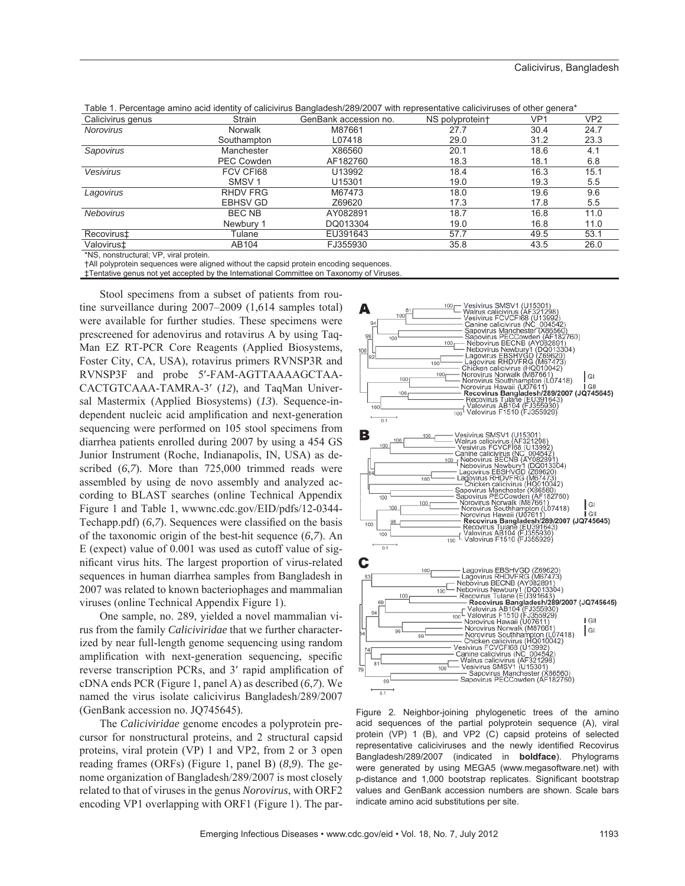Table 1. Percentage amino acid identity of calicivirus Bangladesh/289/2007 with representative caliciviruses of other genera*

| Calicivirus genus | Strain | GenBank accession no. | NS polyprotein† | VP1 | VP2 |
|---|---|---|---|---|---|
| *Norovirus* | Norwalk | M87661 | 27.7 | 30.4 | 24.7 |
| | Southampton | L07418 | 29.0 | 31.2 | 23.3 |
| *Sapovirus* | Manchester | X86560 | 20.1 | 18.6 | 4.1 |
| | PEC Cowden | AF182760 | 18.3 | 18.1 | 6.8 |
| *Vesivirus* | FCV CFI68 | U13992 | 18.4 | 16.3 | 15.1 |
| | SMSV 1 | U15301 | 19.0 | 19.3 | 5.5 |
| *Lagovirus* | RHDV FRG | M67473 | 18.0 | 19.6 | 9.6 |
| | EBHSV GD | Z69620 | 17.3 | 17.8 | 5.5 |
| *Nebovirus* | BEC NB | AY082891 | 18.7 | 16.8 | 11.0 |
| | Newbury 1 | DQ013304 | 19.0 | 16.8 | 11.0 |
| Recovirus‡ | Tulane | EU391643 | 57.7 | 49.5 | 53.1 |
| Valovirus‡ | AB104 | FJ355930 | 35.8 | 43.5 | 26.0 |

*NS, nonstructural; VP, viral protein.
†All polyprotein sequences were aligned without the capsid protein encoding sequences.
‡Tentative genus not yet accepted by the International Committee on Taxonomy of Viruses.

Stool specimens from a subset of patients from routine surveillance during 2007–2009 (1,614 samples total) were available for further studies. These specimens were prescreened for adenovirus and rotavirus A by using TaqMan EZ RT-PCR Core Reagents (Applied Biosystems, Foster City, CA, USA), rotavirus primers RVNSP3R and RVNSP3F and probe 5′-FAM-AGTTAAAAGCTAACACTGTCAAA-TAMRA-3′ (*12*), and TaqMan Universal Mastermix (Applied Biosystems) (*13*). Sequence-independent nucleic acid amplification and next-generation sequencing were performed on 105 stool specimens from diarrhea patients enrolled during 2007 by using a 454 GS Junior Instrument (Roche, Indianapolis, IN, USA) as described (*6*,*7*). More than 725,000 trimmed reads were assembled by using de novo assembly and analyzed according to BLAST searches (online Technical Appendix Figure 1 and Table 1, wwwnc.cdc.gov/EID/pdfs/12-0344-Techapp.pdf) (*6*,*7*). Sequences were classified on the basis of the taxonomic origin of the best-hit sequence (*6*,*7*). An E (expect) value of 0.001 was used as cutoff value of significant virus hits. The largest proportion of virus-related sequences in human diarrhea samples from Bangladesh in 2007 was related to known bacteriophages and mammalian viruses (online Technical Appendix Figure 1).

One sample, no. 289, yielded a novel mammalian virus from the family *Caliciviridae* that we further characterized by near full-length genome sequencing using random amplification with next-generation sequencing, specific reverse transcription PCRs, and 3′ rapid amplification of cDNA ends PCR (Figure 1, panel A) as described (*6*,*7*). We named the virus isolate calicivirus Bangladesh/289/2007 (GenBank accession no. JQ745645).

The *Caliciviridae* genome encodes a polyprotein precursor for nonstructural proteins, and 2 structural capsid proteins, viral protein (VP) 1 and VP2, from 2 or 3 open reading frames (ORFs) (Figure 1, panel B) (*8*,*9*). The genome organization of Bangladesh/289/2007 is most closely related to that of viruses in the genus *Norovirus*, with ORF2 encoding VP1 overlapping with ORF1 (Figure 1). The par-

Figure 2. Neighbor-joining phylogenetic trees of the amino acid sequences of the partial polyprotein sequence (A), viral protein (VP) 1 (B), and VP2 (C) capsid proteins of selected representative caliciviruses and the newly identified Recovirus Bangladesh/289/2007 (indicated in **boldface**). Phylograms were generated by using MEGA5 (www.megasoftware.net) with p-distance and 1,000 bootstrap replicates. Significant bootstrap values and GenBank accession numbers are shown. Scale bars indicate amino acid substitutions per site.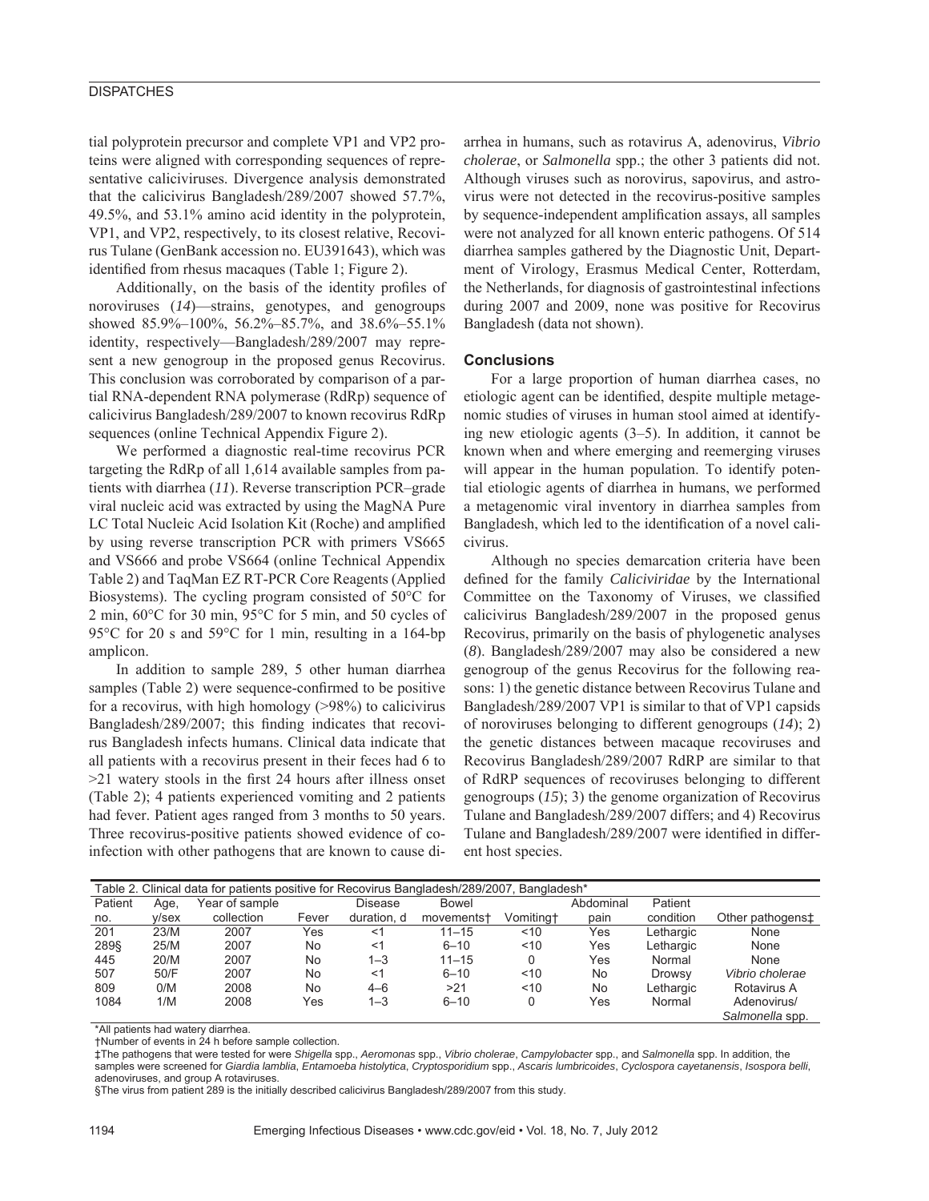tial polyprotein precursor and complete VP1 and VP2 proteins were aligned with corresponding sequences of representative caliciviruses. Divergence analysis demonstrated that the calicivirus Bangladesh/289/2007 showed 57.7%, 49.5%, and 53.1% amino acid identity in the polyprotein, VP1, and VP2, respectively, to its closest relative, Recovirus Tulane (GenBank accession no. EU391643), which was identified from rhesus macaques (Table 1; Figure 2).

Additionally, on the basis of the identity profiles of noroviruses (*14*)—strains, genotypes, and genogroups showed 85.9%–100%, 56.2%–85.7%, and 38.6%–55.1% identity, respectively—Bangladesh/289/2007 may represent a new genogroup in the proposed genus Recovirus. This conclusion was corroborated by comparison of a partial RNA-dependent RNA polymerase (RdRp) sequence of calicivirus Bangladesh/289/2007 to known recovirus RdRp sequences (online Technical Appendix Figure 2).

We performed a diagnostic real-time recovirus PCR targeting the RdRp of all 1,614 available samples from patients with diarrhea (*11*). Reverse transcription PCR–grade viral nucleic acid was extracted by using the MagNA Pure LC Total Nucleic Acid Isolation Kit (Roche) and amplified by using reverse transcription PCR with primers VS665 and VS666 and probe VS664 (online Technical Appendix Table 2) and TaqMan EZ RT-PCR Core Reagents (Applied Biosystems). The cycling program consisted of 50°C for 2 min, 60°C for 30 min, 95°C for 5 min, and 50 cycles of 95°C for 20 s and 59°C for 1 min, resulting in a 164-bp amplicon.

In addition to sample 289, 5 other human diarrhea samples (Table 2) were sequence-confirmed to be positive for a recovirus, with high homology (>98%) to calicivirus Bangladesh/289/2007; this finding indicates that recovirus Bangladesh infects humans. Clinical data indicate that all patients with a recovirus present in their feces had 6 to >21 watery stools in the first 24 hours after illness onset (Table 2); 4 patients experienced vomiting and 2 patients had fever. Patient ages ranged from 3 months to 50 years. Three recovirus-positive patients showed evidence of coinfection with other pathogens that are known to cause diarrhea in humans, such as rotavirus A, adenovirus, *Vibrio cholerae*, or *Salmonella* spp.; the other 3 patients did not. Although viruses such as norovirus, sapovirus, and astrovirus were not detected in the recovirus-positive samples by sequence-independent amplification assays, all samples were not analyzed for all known enteric pathogens. Of 514 diarrhea samples gathered by the Diagnostic Unit, Department of Virology, Erasmus Medical Center, Rotterdam, the Netherlands, for diagnosis of gastrointestinal infections during 2007 and 2009, none was positive for Recovirus Bangladesh (data not shown).

## Conclusions

For a large proportion of human diarrhea cases, no etiologic agent can be identified, despite multiple metagenomic studies of viruses in human stool aimed at identifying new etiologic agents (3–5). In addition, it cannot be known when and where emerging and reemerging viruses will appear in the human population. To identify potential etiologic agents of diarrhea in humans, we performed a metagenomic viral inventory in diarrhea samples from Bangladesh, which led to the identification of a novel calicivirus.

Although no species demarcation criteria have been defined for the family *Caliciviridae* by the International Committee on the Taxonomy of Viruses, we classified calicivirus Bangladesh/289/2007 in the proposed genus Recovirus, primarily on the basis of phylogenetic analyses (*8*). Bangladesh/289/2007 may also be considered a new genogroup of the genus Recovirus for the following reasons: 1) the genetic distance between Recovirus Tulane and Bangladesh/289/2007 VP1 is similar to that of VP1 capsids of noroviruses belonging to different genogroups (*14*); 2) the genetic distances between macaque recoviruses and Recovirus Bangladesh/289/2007 RdRP are similar to that of RdRP sequences of recoviruses belonging to different genogroups (*15*); 3) the genome organization of Recovirus Tulane and Bangladesh/289/2007 differs; and 4) Recovirus Tulane and Bangladesh/289/2007 were identified in different host species.

Table 2. Clinical data for patients positive for Recovirus Bangladesh/289/2007, Bangladesh*

| Patient no. | Age, y/sex | Year of sample collection | Fever | Disease duration, d | Bowel movements† | Vomiting† | Abdominal pain | Patient condition | Other pathogens‡ |
|---|---|---|---|---|---|---|---|---|---|
| 201 | 23/M | 2007 | Yes | <1 | 11–15 | <10 | Yes | Lethargic | None |
| 289§ | 25/M | 2007 | No | <1 | 6–10 | <10 | Yes | Lethargic | None |
| 445 | 20/M | 2007 | No | 1–3 | 11–15 | 0 | Yes | Normal | None |
| 507 | 50/F | 2007 | No | <1 | 6–10 | <10 | No | Drowsy | *Vibrio cholerae* |
| 809 | 0/M | 2008 | No | 4–6 | >21 | <10 | No | Lethargic | Rotavirus A |
| 1084 | 1/M | 2008 | Yes | 1–3 | 6–10 | 0 | Yes | Normal | Adenovirus/ *Salmonella* spp. |

*All patients had watery diarrhea.
†Number of events in 24 h before sample collection.
‡The pathogens that were tested for were *Shigella* spp., *Aeromonas* spp., *Vibrio cholerae*, *Campylobacter* spp., and *Salmonella* spp. In addition, the samples were screened for *Giardia lamblia*, *Entamoeba histolytica*, *Cryptosporidium* spp., *Ascaris lumbricoides*, *Cyclospora cayetanensis*, *Isospora belli*, adenoviruses, and group A rotaviruses.
§The virus from patient 289 is the initially described calicivirus Bangladesh/289/2007 from this study.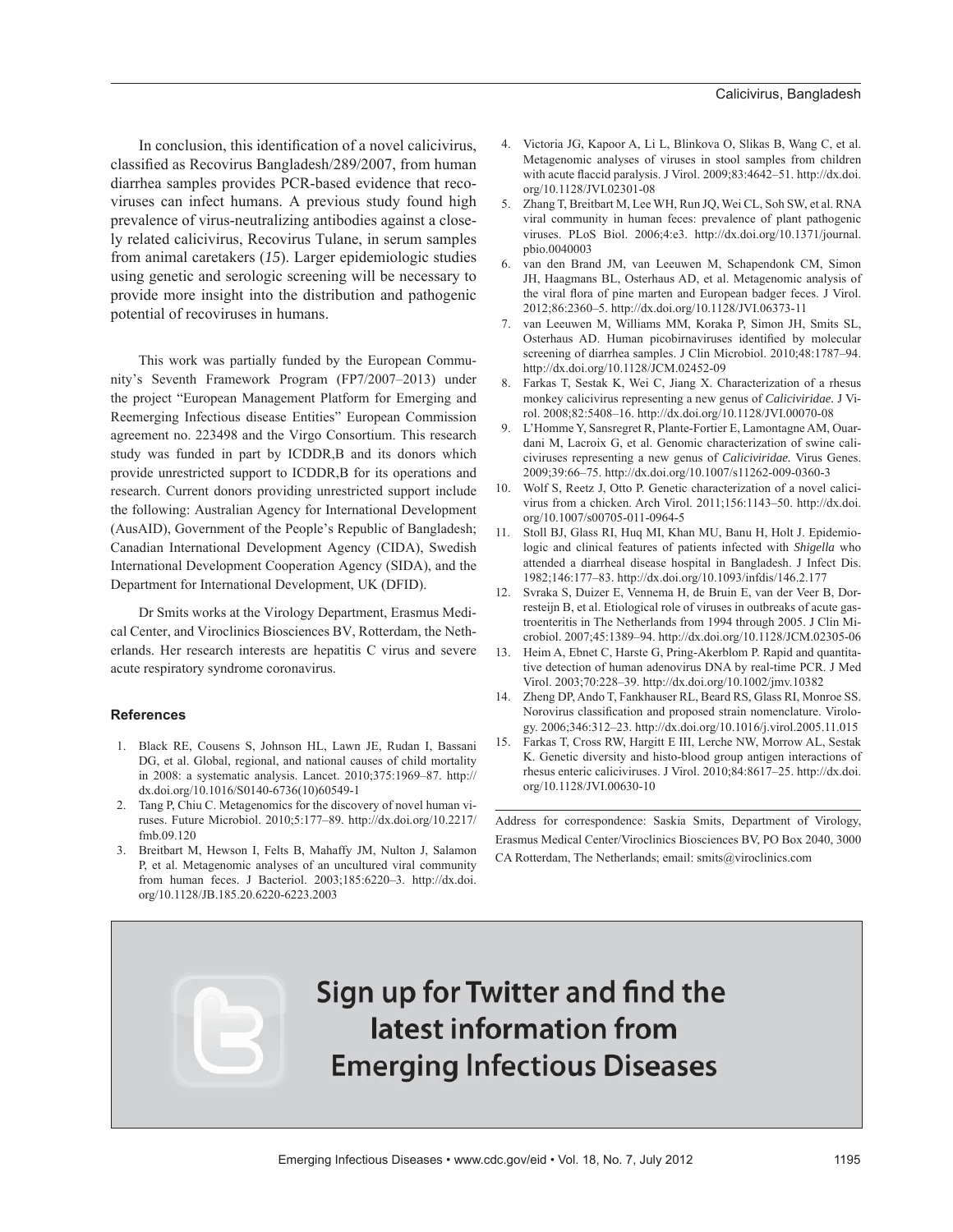In conclusion, this identification of a novel calicivirus, classified as Recovirus Bangladesh/289/2007, from human diarrhea samples provides PCR-based evidence that recoviruses can infect humans. A previous study found high prevalence of virus-neutralizing antibodies against a closely related calicivirus, Recovirus Tulane, in serum samples from animal caretakers (*15*). Larger epidemiologic studies using genetic and serologic screening will be necessary to provide more insight into the distribution and pathogenic potential of recoviruses in humans.

This work was partially funded by the European Community's Seventh Framework Program (FP7/2007–2013) under the project "European Management Platform for Emerging and Reemerging Infectious disease Entities" European Commission agreement no. 223498 and the Virgo Consortium. This research study was funded in part by ICDDR,B and its donors which provide unrestricted support to ICDDR,B for its operations and research. Current donors providing unrestricted support include the following: Australian Agency for International Development (AusAID), Government of the People's Republic of Bangladesh; Canadian International Development Agency (CIDA), Swedish International Development Cooperation Agency (SIDA), and the Department for International Development, UK (DFID).

Dr Smits works at the Virology Department, Erasmus Medical Center, and Viroclinics Biosciences BV, Rotterdam, the Netherlands. Her research interests are hepatitis C virus and severe acute respiratory syndrome coronavirus.

### References

1. Black RE, Cousens S, Johnson HL, Lawn JE, Rudan I, Bassani DG, et al. Global, regional, and national causes of child mortality in 2008: a systematic analysis. Lancet. 2010;375:1969–87. http://dx.doi.org/10.1016/S0140-6736(10)60549-1
2. Tang P, Chiu C. Metagenomics for the discovery of novel human viruses. Future Microbiol. 2010;5:177–89. http://dx.doi.org/10.2217/fmb.09.120
3. Breitbart M, Hewson I, Felts B, Mahaffy JM, Nulton J, Salamon P, et al. Metagenomic analyses of an uncultured viral community from human feces. J Bacteriol. 2003;185:6220–3. http://dx.doi.org/10.1128/JB.185.20.6220-6223.2003
4. Victoria JG, Kapoor A, Li L, Blinkova O, Slikas B, Wang C, et al. Metagenomic analyses of viruses in stool samples from children with acute flaccid paralysis. J Virol. 2009;83:4642–51. http://dx.doi.org/10.1128/JVI.02301-08
5. Zhang T, Breitbart M, Lee WH, Run JQ, Wei CL, Soh SW, et al. RNA viral community in human feces: prevalence of plant pathogenic viruses. PLoS Biol. 2006;4:e3. http://dx.doi.org/10.1371/journal.pbio.0040003
6. van den Brand JM, van Leeuwen M, Schapendonk CM, Simon JH, Haagmans BL, Osterhaus AD, et al. Metagenomic analysis of the viral flora of pine marten and European badger feces. J Virol. 2012;86:2360–5. http://dx.doi.org/10.1128/JVI.06373-11
7. van Leeuwen M, Williams MM, Koraka P, Simon JH, Smits SL, Osterhaus AD. Human picobirnaviruses identified by molecular screening of diarrhea samples. J Clin Microbiol. 2010;48:1787–94. http://dx.doi.org/10.1128/JCM.02452-09
8. Farkas T, Sestak K, Wei C, Jiang X. Characterization of a rhesus monkey calicivirus representing a new genus of *Caliciviridae.* J Virol. 2008;82:5408–16. http://dx.doi.org/10.1128/JVI.00070-08
9. L'Homme Y, Sansregret R, Plante-Fortier E, Lamontagne AM, Ouardani M, Lacroix G, et al. Genomic characterization of swine caliciviruses representing a new genus of *Caliciviridae.* Virus Genes. 2009;39:66–75. http://dx.doi.org/10.1007/s11262-009-0360-3
10. Wolf S, Reetz J, Otto P. Genetic characterization of a novel calicivirus from a chicken. Arch Virol. 2011;156:1143–50. http://dx.doi.org/10.1007/s00705-011-0964-5
11. Stoll BJ, Glass RI, Huq MI, Khan MU, Banu H, Holt J. Epidemiologic and clinical features of patients infected with *Shigella* who attended a diarrheal disease hospital in Bangladesh. J Infect Dis. 1982;146:177–83. http://dx.doi.org/10.1093/infdis/146.2.177
12. Svraka S, Duizer E, Vennema H, de Bruin E, van der Veer B, Dorresteijn B, et al. Etiological role of viruses in outbreaks of acute gastroenteritis in The Netherlands from 1994 through 2005. J Clin Microbiol. 2007;45:1389–94. http://dx.doi.org/10.1128/JCM.02305-06
13. Heim A, Ebnet C, Harste G, Pring-Akerblom P. Rapid and quantitative detection of human adenovirus DNA by real-time PCR. J Med Virol. 2003;70:228–39. http://dx.doi.org/10.1002/jmv.10382
14. Zheng DP, Ando T, Fankhauser RL, Beard RS, Glass RI, Monroe SS. Norovirus classification and proposed strain nomenclature. Virology. 2006;346:312–23. http://dx.doi.org/10.1016/j.virol.2005.11.015
15. Farkas T, Cross RW, Hargitt E III, Lerche NW, Morrow AL, Sestak K. Genetic diversity and histo-blood group antigen interactions of rhesus enteric caliciviruses. J Virol. 2010;84:8617–25. http://dx.doi.org/10.1128/JVI.00630-10

Address for correspondence: Saskia Smits, Department of Virology, Erasmus Medical Center/Viroclinics Biosciences BV, PO Box 2040, 3000 CA Rotterdam, The Netherlands; email: smits@viroclinics.com

Sign up for Twitter and find the latest information from Emerging Infectious Diseases